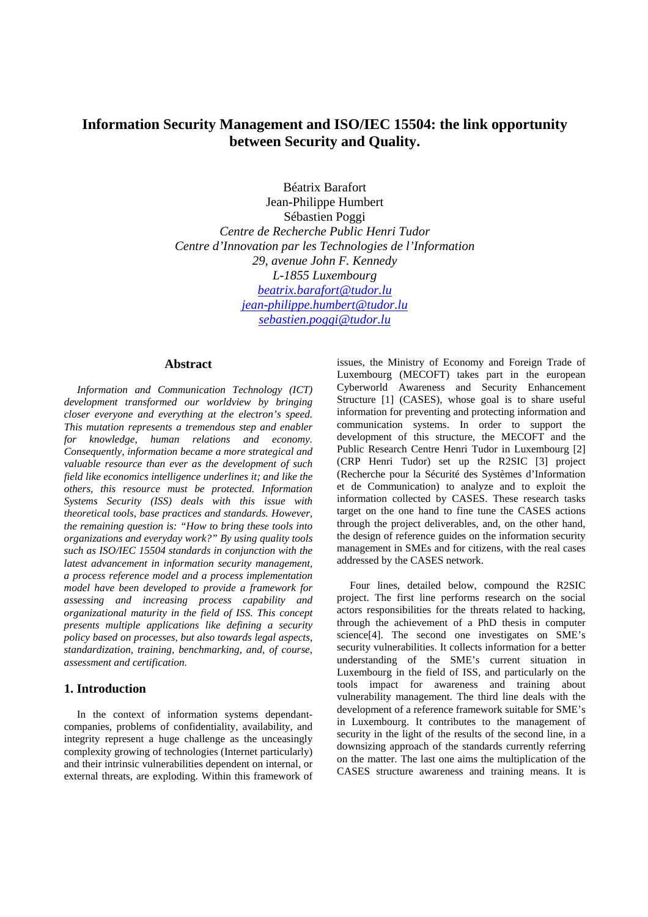# Information Security Management and ISO/IEC 15504: the link opportunity between Security and Quality.

Béatrix Barafort
Jean-Philippe Humbert
Sébastien Poggi
*Centre de Recherche Public Henri Tudor*
*Centre d'Innovation par les Technologies de l'Information*
*29, avenue John F. Kennedy*
*L-1855 Luxembourg*
*beatrix.barafort@tudor.lu*
*jean-philippe.humbert@tudor.lu*
*sebastien.poggi@tudor.lu*

## Abstract

*Information and Communication Technology (ICT) development transformed our worldview by bringing closer everyone and everything at the electron's speed. This mutation represents a tremendous step and enabler for knowledge, human relations and economy. Consequently, information became a more strategical and valuable resource than ever as the development of such field like economics intelligence underlines it; and like the others, this resource must be protected. Information Systems Security (ISS) deals with this issue with theoretical tools, base practices and standards. However, the remaining question is: "How to bring these tools into organizations and everyday work?" By using quality tools such as ISO/IEC 15504 standards in conjunction with the latest advancement in information security management, a process reference model and a process implementation model have been developed to provide a framework for assessing and increasing process capability and organizational maturity in the field of ISS. This concept presents multiple applications like defining a security policy based on processes, but also towards legal aspects, standardization, training, benchmarking, and, of course, assessment and certification.*

## 1. Introduction

In the context of information systems dependant-companies, problems of confidentiality, availability, and integrity represent a huge challenge as the unceasingly complexity growing of technologies (Internet particularly) and their intrinsic vulnerabilities dependent on internal, or external threats, are exploding. Within this framework of issues, the Ministry of Economy and Foreign Trade of Luxembourg (MECOFT) takes part in the european Cyberworld Awareness and Security Enhancement Structure [1] (CASES), whose goal is to share useful information for preventing and protecting information and communication systems. In order to support the development of this structure, the MECOFT and the Public Research Centre Henri Tudor in Luxembourg [2] (CRP Henri Tudor) set up the R2SIC [3] project (Recherche pour la Sécurité des Systèmes d'Information et de Communication) to analyze and to exploit the information collected by CASES. These research tasks target on the one hand to fine tune the CASES actions through the project deliverables, and, on the other hand, the design of reference guides on the information security management in SMEs and for citizens, with the real cases addressed by the CASES network.

Four lines, detailed below, compound the R2SIC project. The first line performs research on the social actors responsibilities for the threats related to hacking, through the achievement of a PhD thesis in computer science[4]. The second one investigates on SME's security vulnerabilities. It collects information for a better understanding of the SME's current situation in Luxembourg in the field of ISS, and particularly on the tools impact for awareness and training about vulnerability management. The third line deals with the development of a reference framework suitable for SME's in Luxembourg. It contributes to the management of security in the light of the results of the second line, in a downsizing approach of the standards currently referring on the matter. The last one aims the multiplication of the CASES structure awareness and training means. It is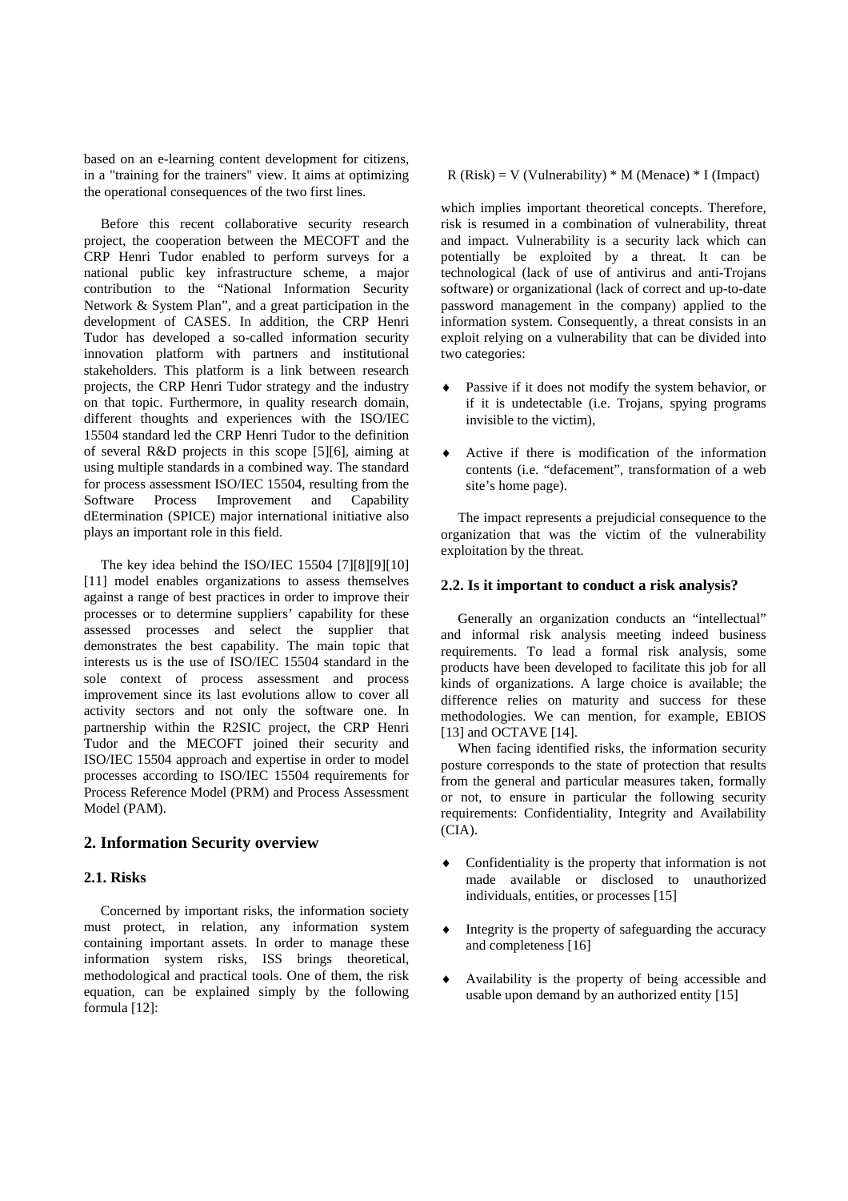based on an e-learning content development for citizens, in a "training for the trainers" view. It aims at optimizing the operational consequences of the two first lines.

Before this recent collaborative security research project, the cooperation between the MECOFT and the CRP Henri Tudor enabled to perform surveys for a national public key infrastructure scheme, a major contribution to the "National Information Security Network & System Plan", and a great participation in the development of CASES. In addition, the CRP Henri Tudor has developed a so-called information security innovation platform with partners and institutional stakeholders. This platform is a link between research projects, the CRP Henri Tudor strategy and the industry on that topic. Furthermore, in quality research domain, different thoughts and experiences with the ISO/IEC 15504 standard led the CRP Henri Tudor to the definition of several R&D projects in this scope [5][6], aiming at using multiple standards in a combined way. The standard for process assessment ISO/IEC 15504, resulting from the Software Process Improvement and Capability dEtermination (SPICE) major international initiative also plays an important role in this field.

The key idea behind the ISO/IEC 15504 [7][8][9][10][11] model enables organizations to assess themselves against a range of best practices in order to improve their processes or to determine suppliers' capability for these assessed processes and select the supplier that demonstrates the best capability. The main topic that interests us is the use of ISO/IEC 15504 standard in the sole context of process assessment and process improvement since its last evolutions allow to cover all activity sectors and not only the software one. In partnership within the R2SIC project, the CRP Henri Tudor and the MECOFT joined their security and ISO/IEC 15504 approach and expertise in order to model processes according to ISO/IEC 15504 requirements for Process Reference Model (PRM) and Process Assessment Model (PAM).

## 2. Information Security overview

### 2.1. Risks

Concerned by important risks, the information society must protect, in relation, any information system containing important assets. In order to manage these information system risks, ISS brings theoretical, methodological and practical tools. One of them, the risk equation, can be explained simply by the following formula [12]:

$$R \text{ (Risk)} = V \text{ (Vulnerability)} * M \text{ (Menace)} * I \text{ (Impact)}$$

which implies important theoretical concepts. Therefore, risk is resumed in a combination of vulnerability, threat and impact. Vulnerability is a security lack which can potentially be exploited by a threat. It can be technological (lack of use of antivirus and anti-Trojans software) or organizational (lack of correct and up-to-date password management in the company) applied to the information system. Consequently, a threat consists in an exploit relying on a vulnerability that can be divided into two categories:

- Passive if it does not modify the system behavior, or if it is undetectable (i.e. Trojans, spying programs invisible to the victim),
- Active if there is modification of the information contents (i.e. "defacement", transformation of a web site's home page).

The impact represents a prejudicial consequence to the organization that was the victim of the vulnerability exploitation by the threat.

### 2.2. Is it important to conduct a risk analysis?

Generally an organization conducts an "intellectual" and informal risk analysis meeting indeed business requirements. To lead a formal risk analysis, some products have been developed to facilitate this job for all kinds of organizations. A large choice is available; the difference relies on maturity and success for these methodologies. We can mention, for example, EBIOS [13] and OCTAVE [14].

When facing identified risks, the information security posture corresponds to the state of protection that results from the general and particular measures taken, formally or not, to ensure in particular the following security requirements: Confidentiality, Integrity and Availability (CIA).

- Confidentiality is the property that information is not made available or disclosed to unauthorized individuals, entities, or processes [15]
- Integrity is the property of safeguarding the accuracy and completeness [16]
- Availability is the property of being accessible and usable upon demand by an authorized entity [15]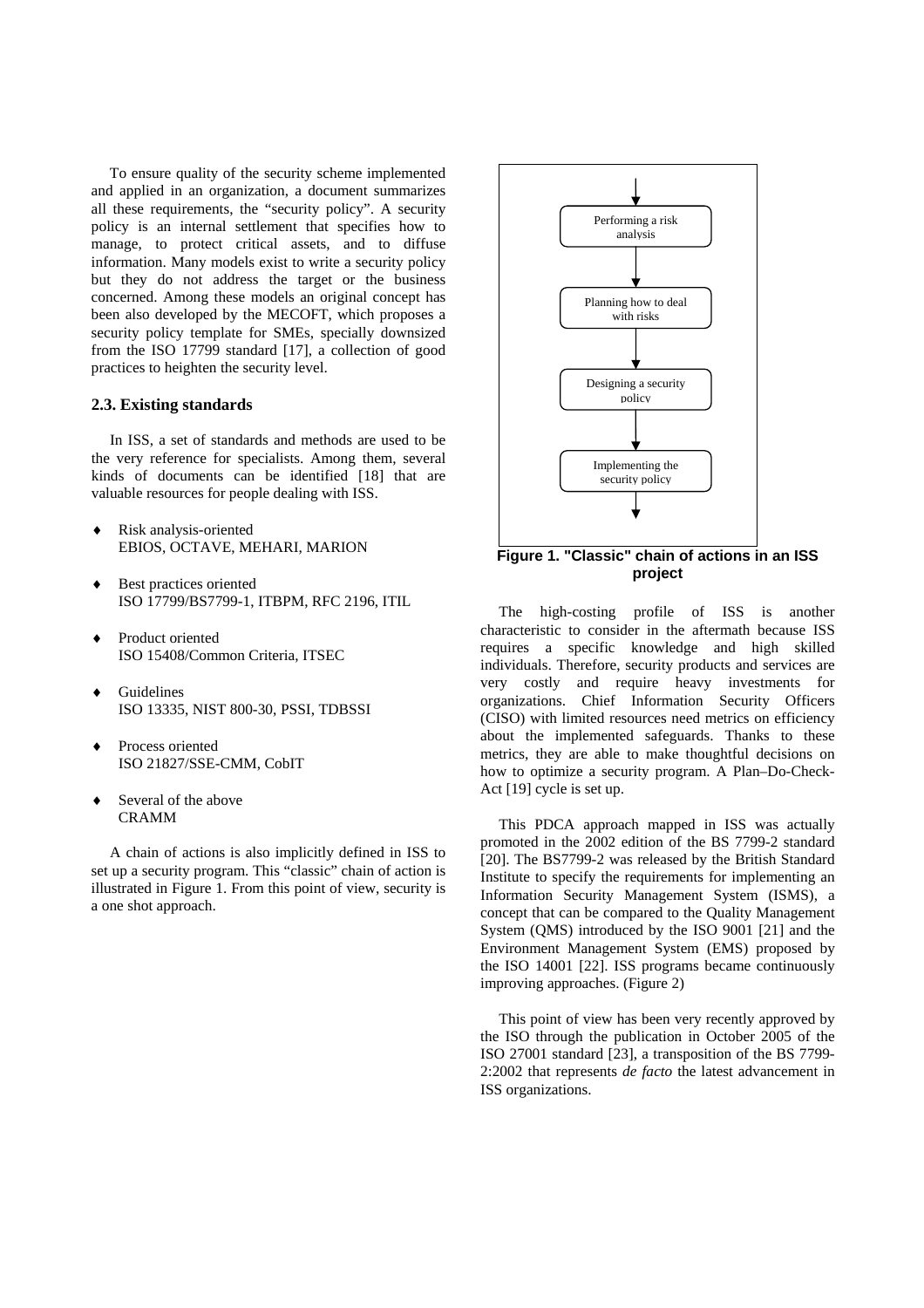To ensure quality of the security scheme implemented and applied in an organization, a document summarizes all these requirements, the "security policy". A security policy is an internal settlement that specifies how to manage, to protect critical assets, and to diffuse information. Many models exist to write a security policy but they do not address the target or the business concerned. Among these models an original concept has been also developed by the MECOFT, which proposes a security policy template for SMEs, specially downsized from the ISO 17799 standard [17], a collection of good practices to heighten the security level.

### 2.3. Existing standards

In ISS, a set of standards and methods are used to be the very reference for specialists. Among them, several kinds of documents can be identified [18] that are valuable resources for people dealing with ISS.

- Risk analysis-oriented
  EBIOS, OCTAVE, MEHARI, MARION
- Best practices oriented
  ISO 17799/BS7799-1, ITBPM, RFC 2196, ITIL
- Product oriented
  ISO 15408/Common Criteria, ITSEC
- Guidelines
  ISO 13335, NIST 800-30, PSSI, TDBSSI
- Process oriented
  ISO 21827/SSE-CMM, CobIT
- Several of the above
  CRAMM

A chain of actions is also implicitly defined in ISS to set up a security program. This "classic" chain of action is illustrated in Figure 1. From this point of view, security is a one shot approach.

Performing a risk analysis

Planning how to deal with risks

Designing a security policy

Implementing the security policy

**Figure 1. "Classic" chain of actions in an ISS project**

The high-costing profile of ISS is another characteristic to consider in the aftermath because ISS requires a specific knowledge and high skilled individuals. Therefore, security products and services are very costly and require heavy investments for organizations. Chief Information Security Officers (CISO) with limited resources need metrics on efficiency about the implemented safeguards. Thanks to these metrics, they are able to make thoughtful decisions on how to optimize a security program. A Plan–Do-Check-Act [19] cycle is set up.

This PDCA approach mapped in ISS was actually promoted in the 2002 edition of the BS 7799-2 standard [20]. The BS7799-2 was released by the British Standard Institute to specify the requirements for implementing an Information Security Management System (ISMS), a concept that can be compared to the Quality Management System (QMS) introduced by the ISO 9001 [21] and the Environment Management System (EMS) proposed by the ISO 14001 [22]. ISS programs became continuously improving approaches. (Figure 2)

This point of view has been very recently approved by the ISO through the publication in October 2005 of the ISO 27001 standard [23], a transposition of the BS 7799-2:2002 that represents *de facto* the latest advancement in ISS organizations.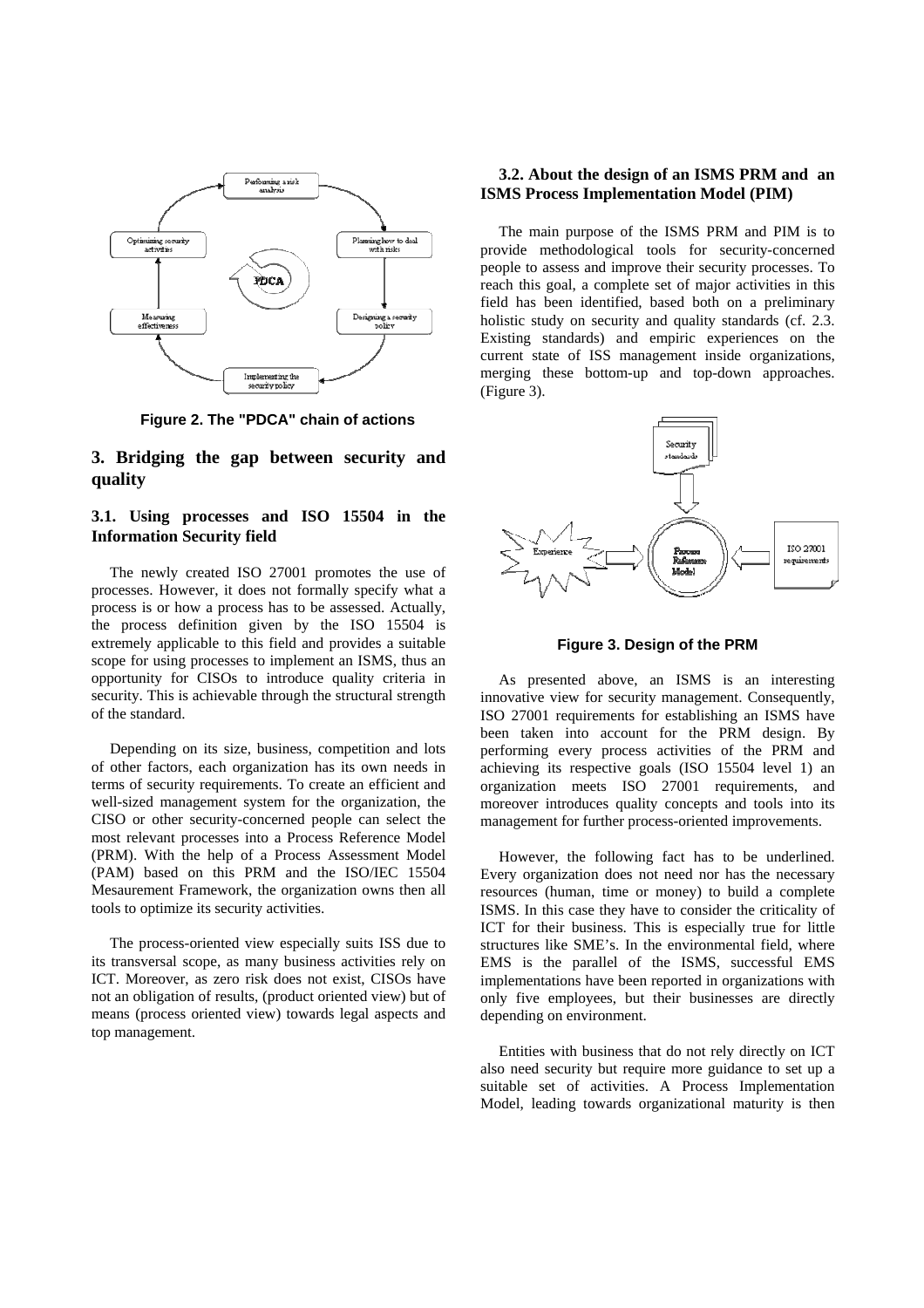Performing a risk analysis

Planning how to deal with risks

Designing a security policy

Implementing the security policy

Measuring effectiveness

Optimizing security activities

PDCA

**Figure 2. The "PDCA" chain of actions**

## 3. Bridging the gap between security and quality

### 3.1. Using processes and ISO 15504 in the Information Security field

The newly created ISO 27001 promotes the use of processes. However, it does not formally specify what a process is or how a process has to be assessed. Actually, the process definition given by the ISO 15504 is extremely applicable to this field and provides a suitable scope for using processes to implement an ISMS, thus an opportunity for CISOs to introduce quality criteria in security. This is achievable through the structural strength of the standard.

Depending on its size, business, competition and lots of other factors, each organization has its own needs in terms of security requirements. To create an efficient and well-sized management system for the organization, the CISO or other security-concerned people can select the most relevant processes into a Process Reference Model (PRM). With the help of a Process Assessment Model (PAM) based on this PRM and the ISO/IEC 15504 Mesaurement Framework, the organization owns then all tools to optimize its security activities.

The process-oriented view especially suits ISS due to its transversal scope, as many business activities rely on ICT. Moreover, as zero risk does not exist, CISOs have not an obligation of results, (product oriented view) but of means (process oriented view) towards legal aspects and top management.

### 3.2. About the design of an ISMS PRM and an ISMS Process Implementation Model (PIM)

The main purpose of the ISMS PRM and PIM is to provide methodological tools for security-concerned people to assess and improve their security processes. To reach this goal, a complete set of major activities in this field has been identified, based both on a preliminary holistic study on security and quality standards (cf. 2.3. Existing standards) and empiric experiences on the current state of ISS management inside organizations, merging these bottom-up and top-down approaches. (Figure 3).

Security standards

Experience

Process Reference Model

ISO 27001 requirements

**Figure 3. Design of the PRM**

As presented above, an ISMS is an interesting innovative view for security management. Consequently, ISO 27001 requirements for establishing an ISMS have been taken into account for the PRM design. By performing every process activities of the PRM and achieving its respective goals (ISO 15504 level 1) an organization meets ISO 27001 requirements, and moreover introduces quality concepts and tools into its management for further process-oriented improvements.

However, the following fact has to be underlined. Every organization does not need nor has the necessary resources (human, time or money) to build a complete ISMS. In this case they have to consider the criticality of ICT for their business. This is especially true for little structures like SME's. In the environmental field, where EMS is the parallel of the ISMS, successful EMS implementations have been reported in organizations with only five employees, but their businesses are directly depending on environment.

Entities with business that do not rely directly on ICT also need security but require more guidance to set up a suitable set of activities. A Process Implementation Model, leading towards organizational maturity is then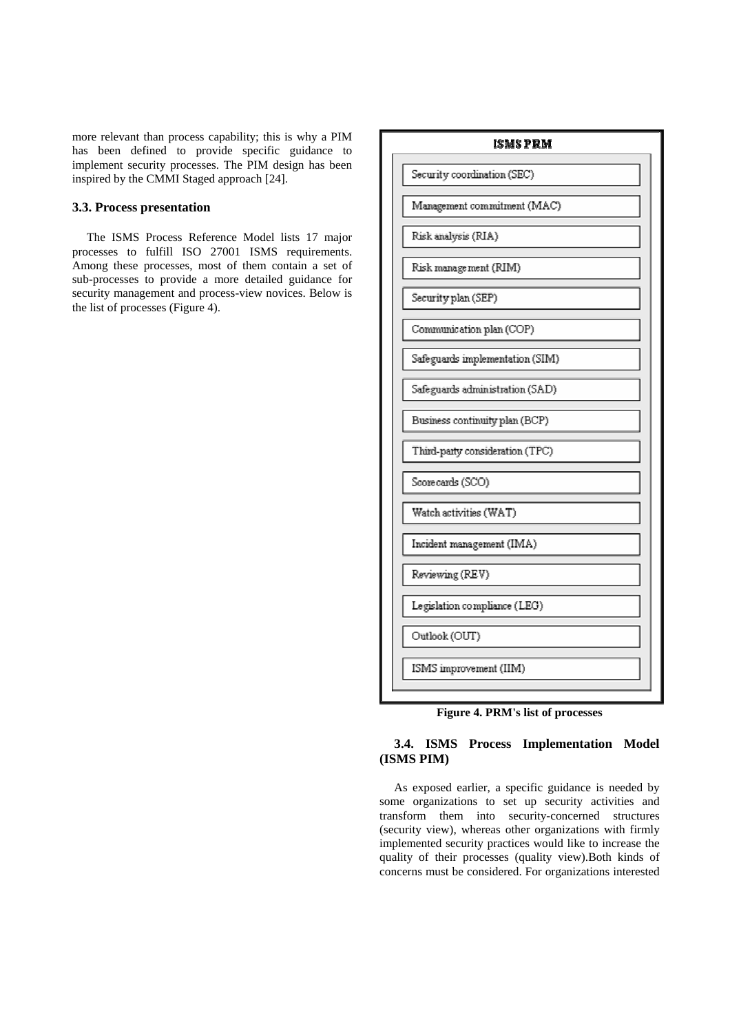more relevant than process capability; this is why a PIM has been defined to provide specific guidance to implement security processes. The PIM design has been inspired by the CMMI Staged approach [24].

### 3.3. Process presentation

The ISMS Process Reference Model lists 17 major processes to fulfill ISO 27001 ISMS requirements. Among these processes, most of them contain a set of sub-processes to provide a more detailed guidance for security management and process-view novices. Below is the list of processes (Figure 4).

**ISMS PRM**

- Security coordination (SEC)
- Management commitment (MAC)
- Risk analysis (RIA)
- Risk management (RIM)
- Security plan (SEP)
- Communication plan (COP)
- Safeguards implementation (SIM)
- Safeguards administration (SAD)
- Business continuity plan (BCP)
- Third-party consideration (TPC)
- Scorecards (SCO)
- Watch activities (WAT)
- Incident management (IMA)
- Reviewing (REV)
- Legislation compliance (LEG)
- Outlook (OUT)
- ISMS improvement (IIM)

**Figure 4. PRM's list of processes**

### 3.4. ISMS Process Implementation Model (ISMS PIM)

As exposed earlier, a specific guidance is needed by some organizations to set up security activities and transform them into security-concerned structures (security view), whereas other organizations with firmly implemented security practices would like to increase the quality of their processes (quality view).Both kinds of concerns must be considered. For organizations interested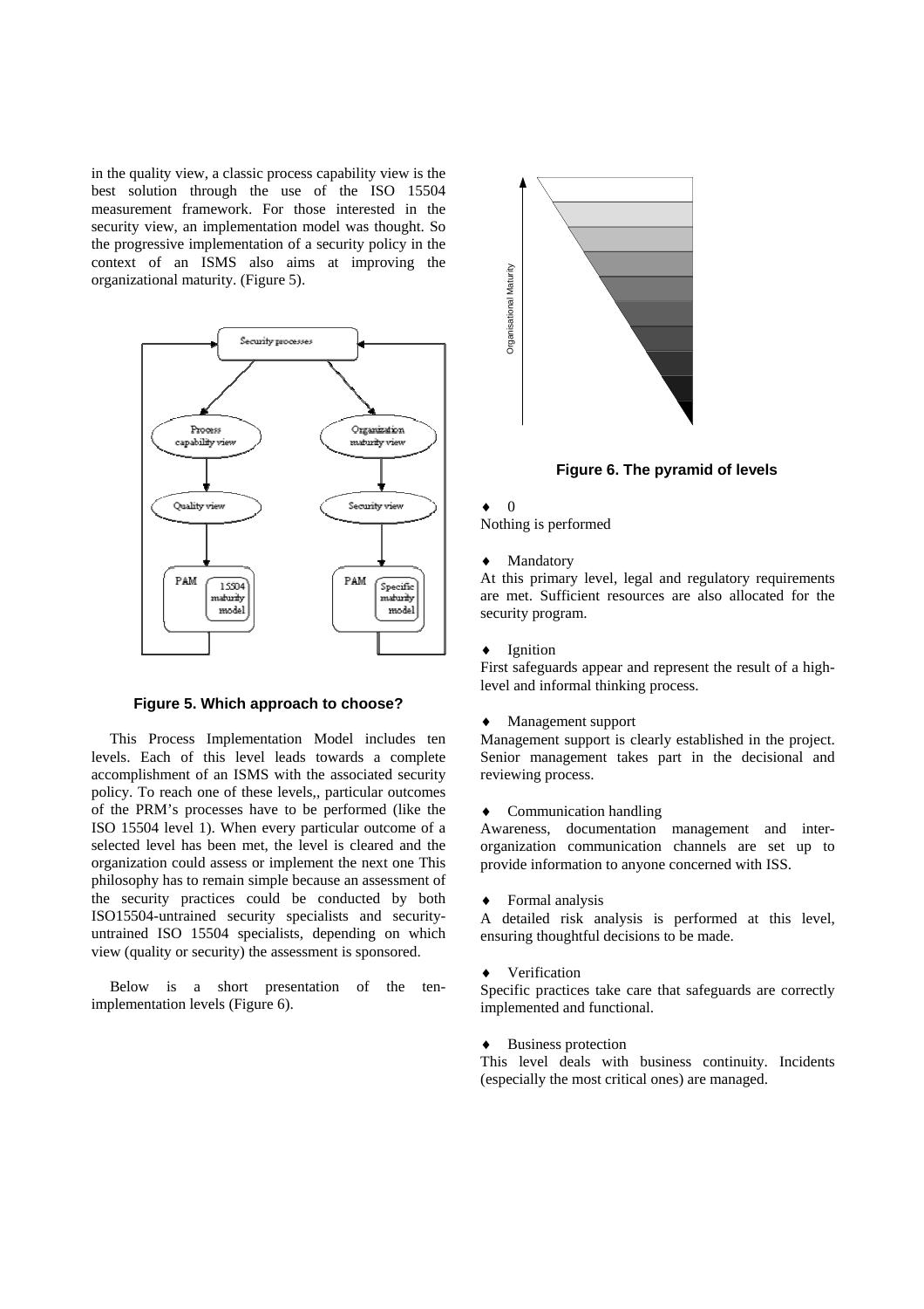in the quality view, a classic process capability view is the best solution through the use of the ISO 15504 measurement framework. For those interested in the security view, an implementation model was thought. So the progressive implementation of a security policy in the context of an ISMS also aims at improving the organizational maturity. (Figure 5).

**Figure 5. Which approach to choose?**

This Process Implementation Model includes ten levels. Each of this level leads towards a complete accomplishment of an ISMS with the associated security policy. To reach one of these levels,, particular outcomes of the PRM's processes have to be performed (like the ISO 15504 level 1). When every particular outcome of a selected level has been met, the level is cleared and the organization could assess or implement the next one This philosophy has to remain simple because an assessment of the security practices could be conducted by both ISO15504-untrained security specialists and security-untrained ISO 15504 specialists, depending on which view (quality or security) the assessment is sponsored.

Below is a short presentation of the ten-implementation levels (Figure 6).

**Figure 6. The pyramid of levels**

- 0

Nothing is performed

- Mandatory

At this primary level, legal and regulatory requirements are met. Sufficient resources are also allocated for the security program.

- Ignition

First safeguards appear and represent the result of a high-level and informal thinking process.

- Management support

Management support is clearly established in the project. Senior management takes part in the decisional and reviewing process.

- Communication handling

Awareness, documentation management and inter-organization communication channels are set up to provide information to anyone concerned with ISS.

- Formal analysis

A detailed risk analysis is performed at this level, ensuring thoughtful decisions to be made.

- Verification

Specific practices take care that safeguards are correctly implemented and functional.

- Business protection

This level deals with business continuity. Incidents (especially the most critical ones) are managed.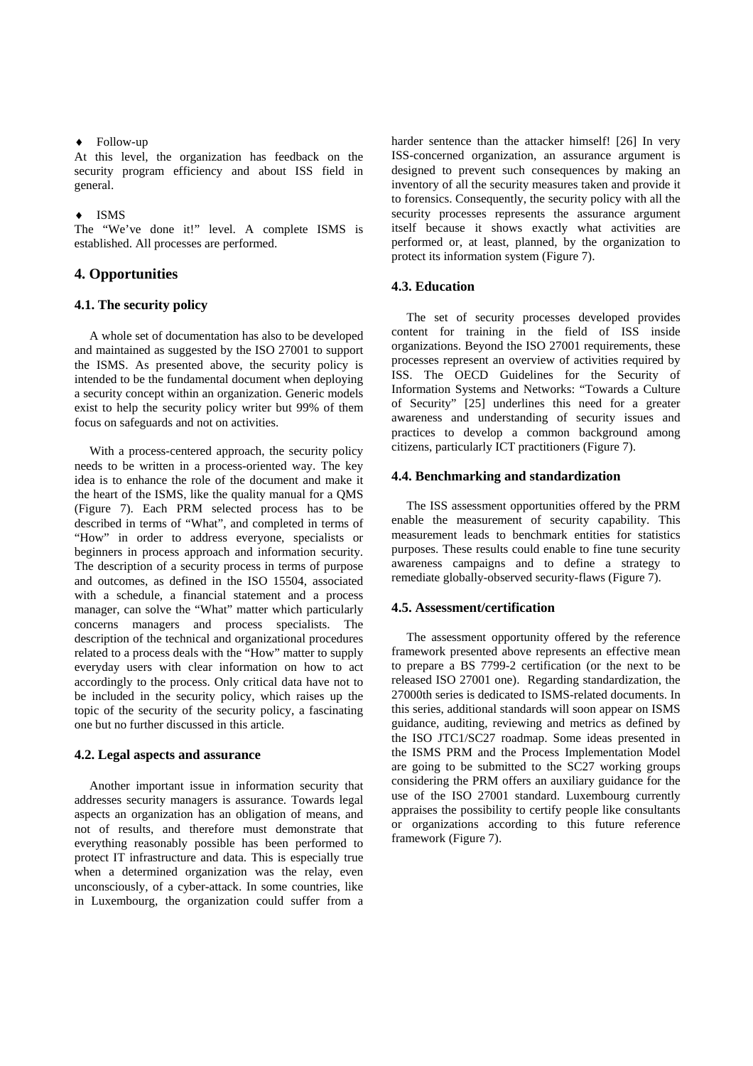♦ Follow-up

At this level, the organization has feedback on the security program efficiency and about ISS field in general.

♦ ISMS

The "We've done it!" level. A complete ISMS is established. All processes are performed.

## 4. Opportunities

### 4.1. The security policy

A whole set of documentation has also to be developed and maintained as suggested by the ISO 27001 to support the ISMS. As presented above, the security policy is intended to be the fundamental document when deploying a security concept within an organization. Generic models exist to help the security policy writer but 99% of them focus on safeguards and not on activities.

With a process-centered approach, the security policy needs to be written in a process-oriented way. The key idea is to enhance the role of the document and make it the heart of the ISMS, like the quality manual for a QMS (Figure 7). Each PRM selected process has to be described in terms of "What", and completed in terms of "How" in order to address everyone, specialists or beginners in process approach and information security. The description of a security process in terms of purpose and outcomes, as defined in the ISO 15504, associated with a schedule, a financial statement and a process manager, can solve the "What" matter which particularly concerns managers and process specialists. The description of the technical and organizational procedures related to a process deals with the "How" matter to supply everyday users with clear information on how to act accordingly to the process. Only critical data have not to be included in the security policy, which raises up the topic of the security of the security policy, a fascinating one but no further discussed in this article.

### 4.2. Legal aspects and assurance

Another important issue in information security that addresses security managers is assurance. Towards legal aspects an organization has an obligation of means, and not of results, and therefore must demonstrate that everything reasonably possible has been performed to protect IT infrastructure and data. This is especially true when a determined organization was the relay, even unconsciously, of a cyber-attack. In some countries, like in Luxembourg, the organization could suffer from a harder sentence than the attacker himself! [26] In very ISS-concerned organization, an assurance argument is designed to prevent such consequences by making an inventory of all the security measures taken and provide it to forensics. Consequently, the security policy with all the security processes represents the assurance argument itself because it shows exactly what activities are performed or, at least, planned, by the organization to protect its information system (Figure 7).

### 4.3. Education

The set of security processes developed provides content for training in the field of ISS inside organizations. Beyond the ISO 27001 requirements, these processes represent an overview of activities required by ISS. The OECD Guidelines for the Security of Information Systems and Networks: "Towards a Culture of Security" [25] underlines this need for a greater awareness and understanding of security issues and practices to develop a common background among citizens, particularly ICT practitioners (Figure 7).

### 4.4. Benchmarking and standardization

The ISS assessment opportunities offered by the PRM enable the measurement of security capability. This measurement leads to benchmark entities for statistics purposes. These results could enable to fine tune security awareness campaigns and to define a strategy to remediate globally-observed security-flaws (Figure 7).

### 4.5. Assessment/certification

The assessment opportunity offered by the reference framework presented above represents an effective mean to prepare a BS 7799-2 certification (or the next to be released ISO 27001 one). Regarding standardization, the 27000th series is dedicated to ISMS-related documents. In this series, additional standards will soon appear on ISMS guidance, auditing, reviewing and metrics as defined by the ISO JTC1/SC27 roadmap. Some ideas presented in the ISMS PRM and the Process Implementation Model are going to be submitted to the SC27 working groups considering the PRM offers an auxiliary guidance for the use of the ISO 27001 standard. Luxembourg currently appraises the possibility to certify people like consultants or organizations according to this future reference framework (Figure 7).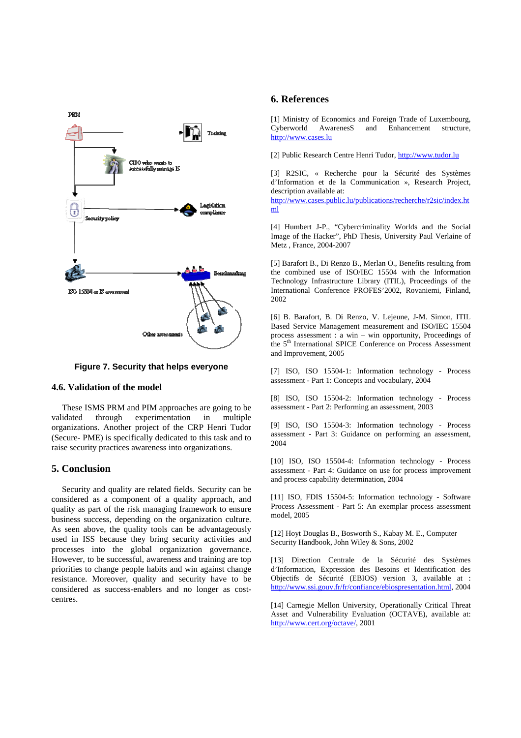PRM

Training

CISO who wants to successfully manage IS

Security policy

Legislation compliance

ISO 15504 or IS assessment

Benchmarking

Other assessments

**Figure 7. Security that helps everyone**

### 4.6. Validation of the model

These ISMS PRM and PIM approaches are going to be validated through experimentation in multiple organizations. Another project of the CRP Henri Tudor (Secure- PME) is specifically dedicated to this task and to raise security practices awareness into organizations.

## 5. Conclusion

Security and quality are related fields. Security can be considered as a component of a quality approach, and quality as part of the risk managing framework to ensure business success, depending on the organization culture. As seen above, the quality tools can be advantageously used in ISS because they bring security activities and processes into the global organization governance. However, to be successful, awareness and training are top priorities to change people habits and win against change resistance. Moreover, quality and security have to be considered as success-enablers and no longer as cost-centres.

## 6. References

[1] Ministry of Economics and Foreign Trade of Luxembourg, Cyberworld AwarenesS and Enhancement structure, http://www.cases.lu

[2] Public Research Centre Henri Tudor, http://www.tudor.lu

[3] R2SIC, « Recherche pour la Sécurité des Systèmes d'Information et de la Communication », Research Project, description available at: http://www.cases.public.lu/publications/recherche/r2sic/index.html

[4] Humbert J-P., "Cybercriminality Worlds and the Social Image of the Hacker", PhD Thesis, University Paul Verlaine of Metz , France, 2004-2007

[5] Barafort B., Di Renzo B., Merlan O., Benefits resulting from the combined use of ISO/IEC 15504 with the Information Technology Infrastructure Library (ITIL), Proceedings of the International Conference PROFES'2002, Rovaniemi, Finland, 2002

[6] B. Barafort, B. Di Renzo, V. Lejeune, J-M. Simon, ITIL Based Service Management measurement and ISO/IEC 15504 process assessment : a win – win opportunity, Proceedings of the 5th International SPICE Conference on Process Assessment and Improvement, 2005

[7] ISO, ISO 15504-1: Information technology - Process assessment - Part 1: Concepts and vocabulary, 2004

[8] ISO, ISO 15504-2: Information technology - Process assessment - Part 2: Performing an assessment, 2003

[9] ISO, ISO 15504-3: Information technology - Process assessment - Part 3: Guidance on performing an assessment, 2004

[10] ISO, ISO 15504-4: Information technology - Process assessment - Part 4: Guidance on use for process improvement and process capability determination, 2004

[11] ISO, FDIS 15504-5: Information technology - Software Process Assessment - Part 5: An exemplar process assessment model, 2005

[12] Hoyt Douglas B., Bosworth S., Kabay M. E., Computer Security Handbook, John Wiley & Sons, 2002

[13] Direction Centrale de la Sécurité des Systèmes d'Information, Expression des Besoins et Identification des Objectifs de Sécurité (EBIOS) version 3, available at : http://www.ssi.gouv.fr/fr/confiance/ebiospresentation.html, 2004

[14] Carnegie Mellon University, Operationally Critical Threat Asset and Vulnerability Evaluation (OCTAVE), available at: http://www.cert.org/octave/, 2001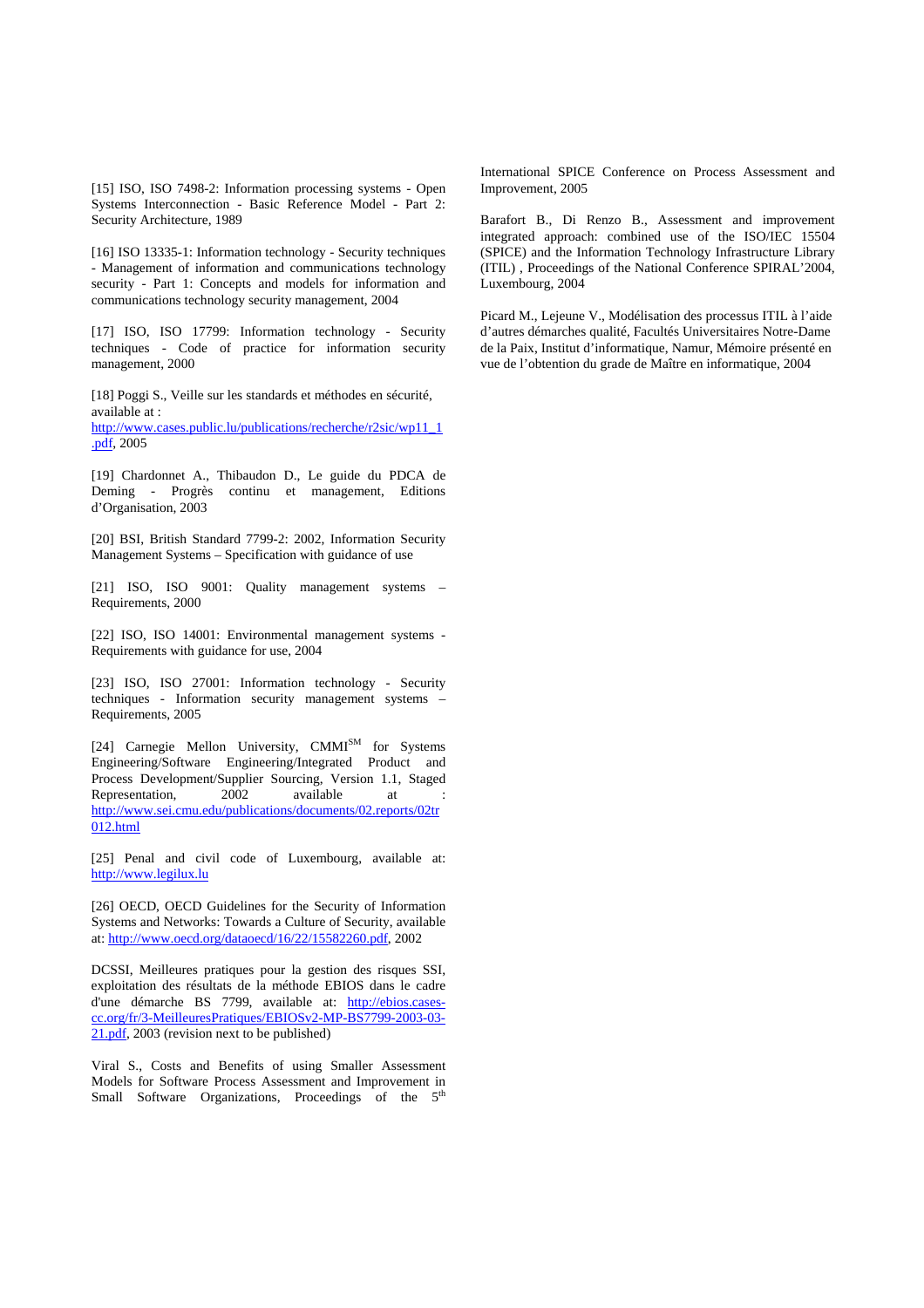[15] ISO, ISO 7498-2: Information processing systems - Open Systems Interconnection - Basic Reference Model - Part 2: Security Architecture, 1989

[16] ISO 13335-1: Information technology - Security techniques - Management of information and communications technology security - Part 1: Concepts and models for information and communications technology security management, 2004

[17] ISO, ISO 17799: Information technology - Security techniques - Code of practice for information security management, 2000

[18] Poggi S., Veille sur les standards et méthodes en sécurité, available at : http://www.cases.public.lu/publications/recherche/r2sic/wp11_1.pdf, 2005

[19] Chardonnet A., Thibaudon D., Le guide du PDCA de Deming - Progrès continu et management, Editions d'Organisation, 2003

[20] BSI, British Standard 7799-2: 2002, Information Security Management Systems – Specification with guidance of use

[21] ISO, ISO 9001: Quality management systems – Requirements, 2000

[22] ISO, ISO 14001: Environmental management systems - Requirements with guidance for use, 2004

[23] ISO, ISO 27001: Information technology - Security techniques - Information security management systems – Requirements, 2005

[24] Carnegie Mellon University, CMMI[SM] for Systems Engineering/Software Engineering/Integrated Product and Process Development/Supplier Sourcing, Version 1.1, Staged Representation, 2002 available at : http://www.sei.cmu.edu/publications/documents/02.reports/02tr012.html

[25] Penal and civil code of Luxembourg, available at: http://www.legilux.lu

[26] OECD, OECD Guidelines for the Security of Information Systems and Networks: Towards a Culture of Security, available at: http://www.oecd.org/dataoecd/16/22/15582260.pdf, 2002

DCSSI, Meilleures pratiques pour la gestion des risques SSI, exploitation des résultats de la méthode EBIOS dans le cadre d'une démarche BS 7799, available at: http://ebios.cases-cc.org/fr/3-MeilleuresPratiques/EBIOSv2-MP-BS7799-2003-03-21.pdf, 2003 (revision next to be published)

Viral S., Costs and Benefits of using Smaller Assessment Models for Software Process Assessment and Improvement in Small Software Organizations, Proceedings of the 5th International SPICE Conference on Process Assessment and Improvement, 2005

Barafort B., Di Renzo B., Assessment and improvement integrated approach: combined use of the ISO/IEC 15504 (SPICE) and the Information Technology Infrastructure Library (ITIL) , Proceedings of the National Conference SPIRAL'2004, Luxembourg, 2004

Picard M., Lejeune V., Modélisation des processus ITIL à l'aide d'autres démarches qualité, Facultés Universitaires Notre-Dame de la Paix, Institut d'informatique, Namur, Mémoire présenté en vue de l'obtention du grade de Maître en informatique, 2004